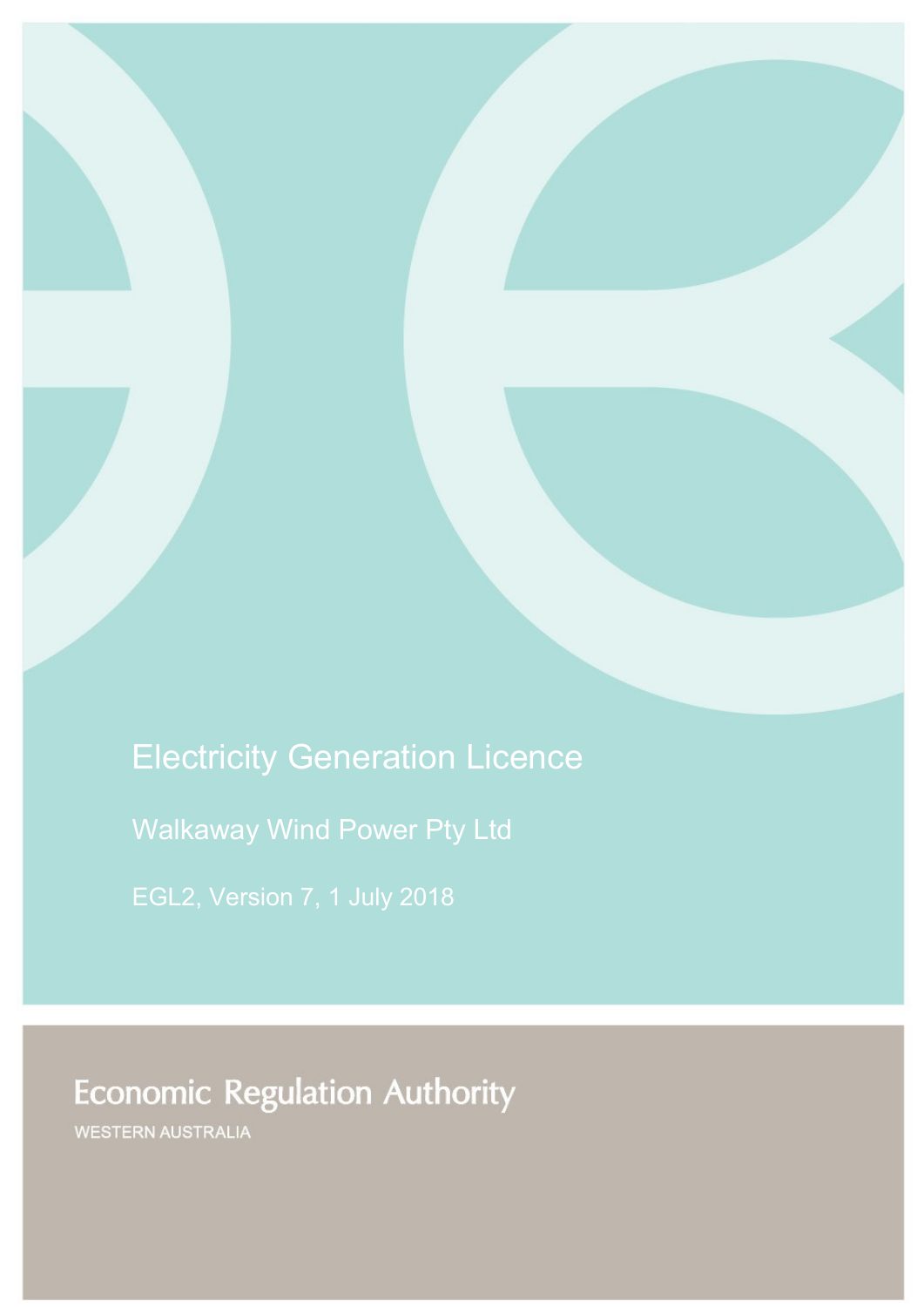# Electricity Generation Licence

## Walkaway Wind Power Pty Ltd

EGL2, Version 7, 1 July 2018

Economic Regulation Authority

WESTERN AUSTRALIA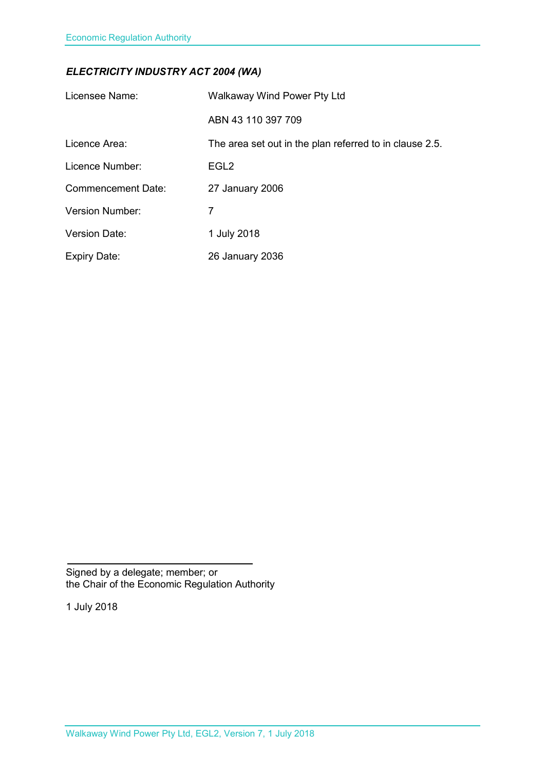***ELECTRICITY INDUSTRY ACT 2004 (WA)***

| | |
|---|---|
| Licensee Name: | Walkaway Wind Power Pty Ltd |
| | ABN 43 110 397 709 |
| Licence Area: | The area set out in the plan referred to in clause 2.5. |
| Licence Number: | EGL2 |
| Commencement Date: | 27 January 2006 |
| Version Number: | 7 |
| Version Date: | 1 July 2018 |
| Expiry Date: | 26 January 2036 |

Signed by a delegate; member; or
the Chair of the Economic Regulation Authority

1 July 2018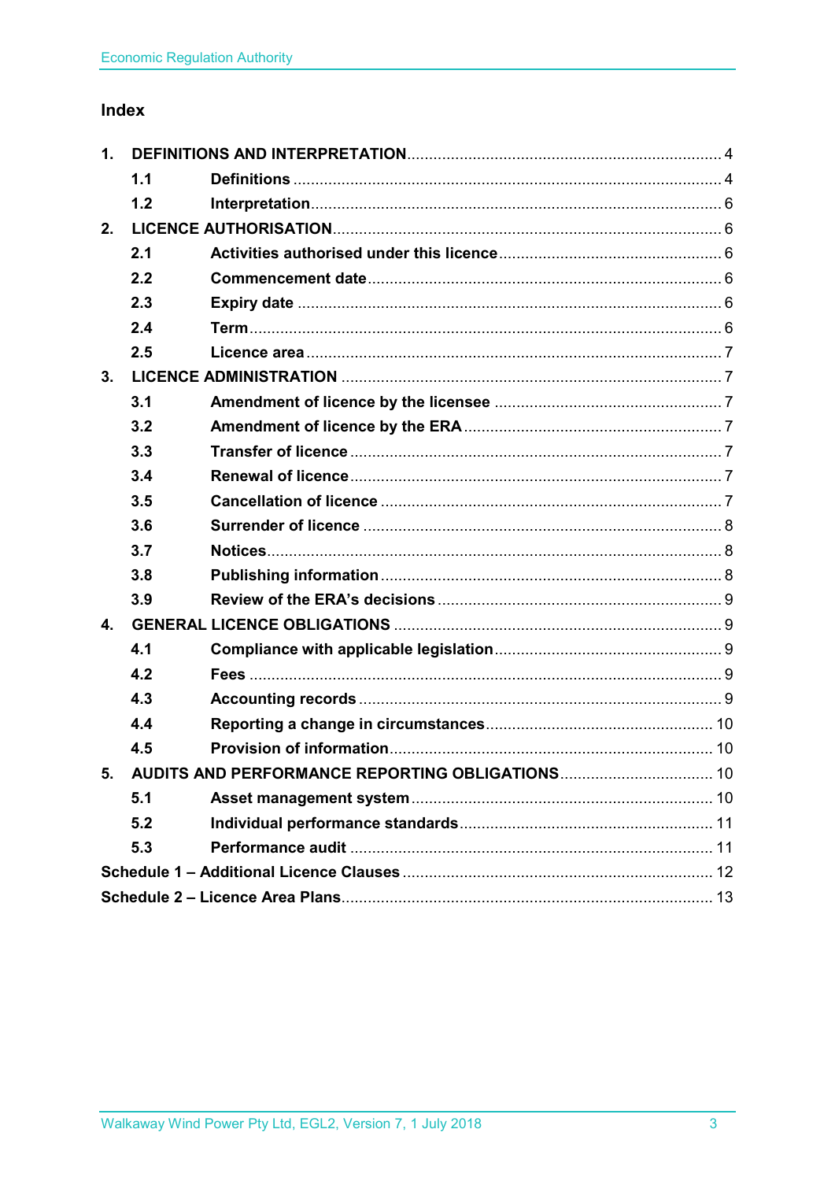## Index

| | | |
|---|---|---|
| **1.** | **DEFINITIONS AND INTERPRETATION** | 4 |
| **1.1** | **Definitions** | 4 |
| **1.2** | **Interpretation** | 6 |
| **2.** | **LICENCE AUTHORISATION** | 6 |
| **2.1** | **Activities authorised under this licence** | 6 |
| **2.2** | **Commencement date** | 6 |
| **2.3** | **Expiry date** | 6 |
| **2.4** | **Term** | 6 |
| **2.5** | **Licence area** | 7 |
| **3.** | **LICENCE ADMINISTRATION** | 7 |
| **3.1** | **Amendment of licence by the licensee** | 7 |
| **3.2** | **Amendment of licence by the ERA** | 7 |
| **3.3** | **Transfer of licence** | 7 |
| **3.4** | **Renewal of licence** | 7 |
| **3.5** | **Cancellation of licence** | 7 |
| **3.6** | **Surrender of licence** | 8 |
| **3.7** | **Notices** | 8 |
| **3.8** | **Publishing information** | 8 |
| **3.9** | **Review of the ERA's decisions** | 9 |
| **4.** | **GENERAL LICENCE OBLIGATIONS** | 9 |
| **4.1** | **Compliance with applicable legislation** | 9 |
| **4.2** | **Fees** | 9 |
| **4.3** | **Accounting records** | 9 |
| **4.4** | **Reporting a change in circumstances** | 10 |
| **4.5** | **Provision of information** | 10 |
| **5.** | **AUDITS AND PERFORMANCE REPORTING OBLIGATIONS** | 10 |
| **5.1** | **Asset management system** | 10 |
| **5.2** | **Individual performance standards** | 11 |
| **5.3** | **Performance audit** | 11 |
| | **Schedule 1 – Additional Licence Clauses** | 12 |
| | **Schedule 2 – Licence Area Plans** | 13 |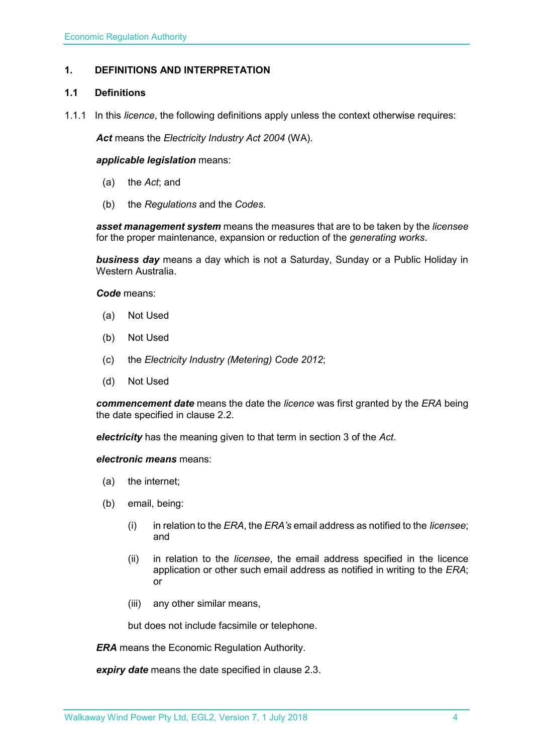# 1. DEFINITIONS AND INTERPRETATION

## 1.1 Definitions

1.1.1 In this *licence*, the following definitions apply unless the context otherwise requires:

***Act*** means the *Electricity Industry Act 2004* (WA).

***applicable legislation*** means:

(a) the *Act*; and

(b) the *Regulations* and the *Codes*.

***asset management system*** means the measures that are to be taken by the *licensee* for the proper maintenance, expansion or reduction of the *generating works*.

***business day*** means a day which is not a Saturday, Sunday or a Public Holiday in Western Australia.

***Code*** means:

(a) Not Used

(b) Not Used

(c) the *Electricity Industry (Metering) Code 2012*;

(d) Not Used

***commencement date*** means the date the *licence* was first granted by the *ERA* being the date specified in clause 2.2.

***electricity*** has the meaning given to that term in section 3 of the *Act*.

***electronic means*** means:

(a) the internet;

(b) email, being:

(i) in relation to the *ERA*, the *ERA's* email address as notified to the *licensee*; and

(ii) in relation to the *licensee*, the email address specified in the licence application or other such email address as notified in writing to the *ERA*; or

(iii) any other similar means,

but does not include facsimile or telephone.

***ERA*** means the Economic Regulation Authority.

***expiry date*** means the date specified in clause 2.3.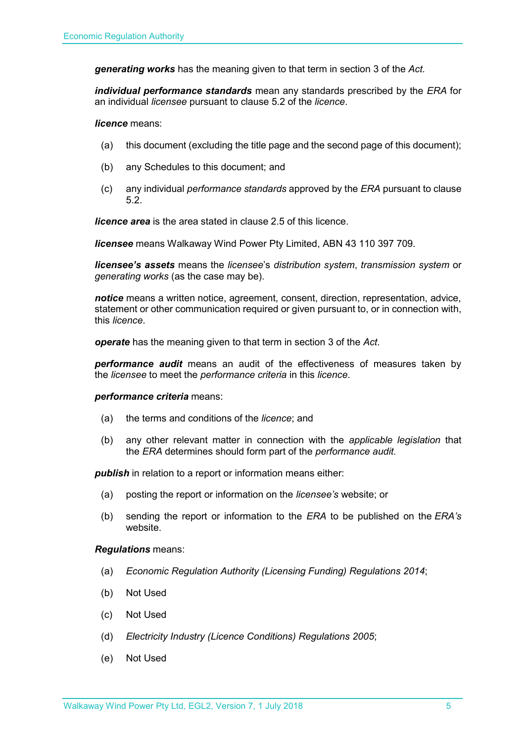***generating works*** has the meaning given to that term in section 3 of the *Act.*

***individual performance standards*** mean any standards prescribed by the *ERA* for an individual *licensee* pursuant to clause 5.2 of the *licence*.

***licence*** means:

(a) this document (excluding the title page and the second page of this document);

(b) any Schedules to this document; and

(c) any individual *performance standards* approved by the *ERA* pursuant to clause 5.2.

***licence area*** is the area stated in clause 2.5 of this licence.

***licensee*** means Walkaway Wind Power Pty Limited, ABN 43 110 397 709.

***licensee's assets*** means the *licensee*'s *distribution system*, *transmission system* or *generating works* (as the case may be).

***notice*** means a written notice, agreement, consent, direction, representation, advice, statement or other communication required or given pursuant to, or in connection with, this *licence*.

***operate*** has the meaning given to that term in section 3 of the *Act*.

***performance audit*** means an audit of the effectiveness of measures taken by the *licensee* to meet the *performance criteria* in this *licence*.

***performance criteria*** means:

(a) the terms and conditions of the *licence*; and

(b) any other relevant matter in connection with the *applicable legislation* that the *ERA* determines should form part of the *performance audit*.

***publish*** in relation to a report or information means either:

(a) posting the report or information on the *licensee's* website; or

(b) sending the report or information to the *ERA* to be published on the *ERA's* website.

***Regulations*** means:

(a) *Economic Regulation Authority (Licensing Funding) Regulations 2014*;

(b) Not Used

(c) Not Used

(d) *Electricity Industry (Licence Conditions) Regulations 2005*;

(e) Not Used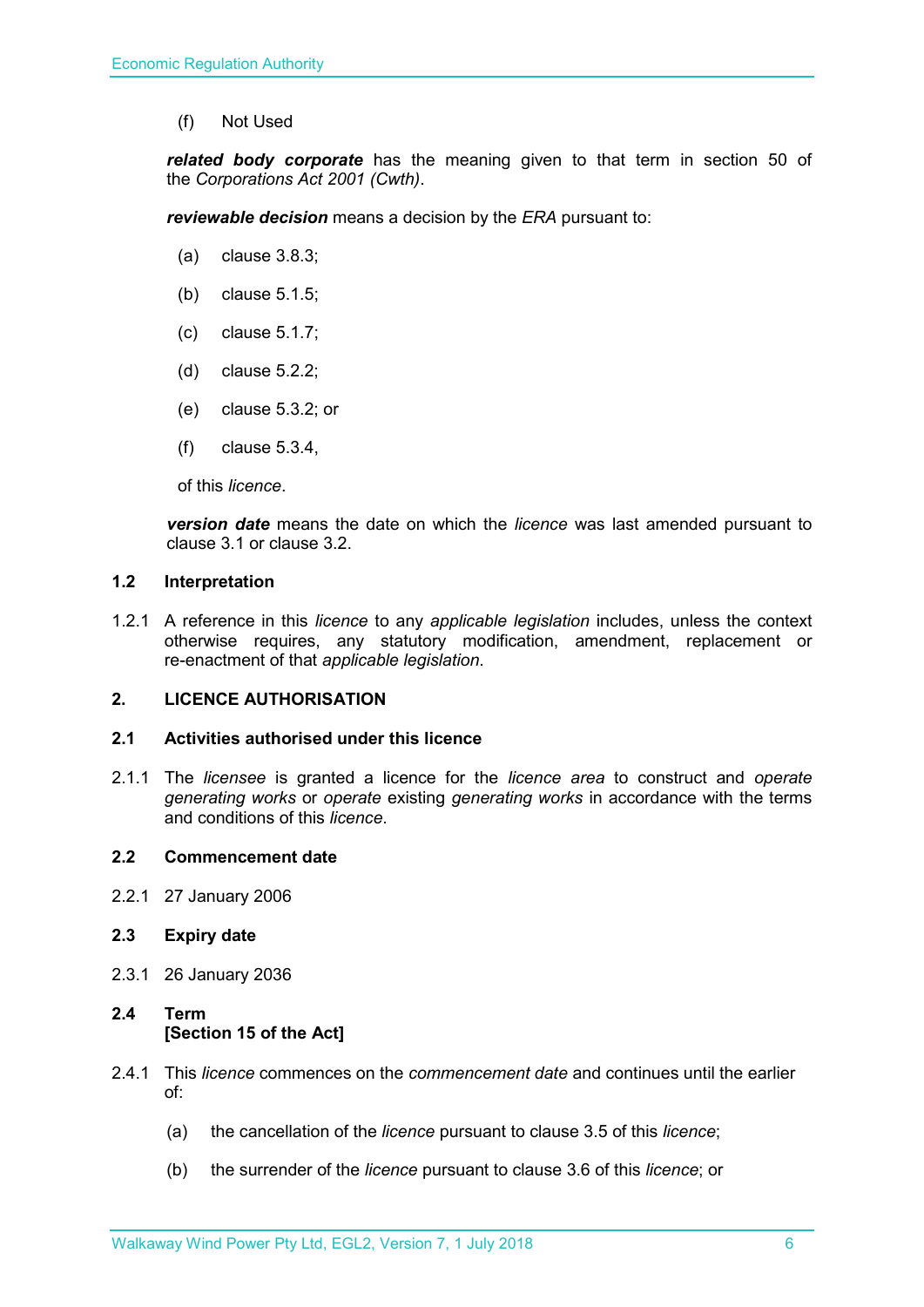(f) Not Used

***related body corporate*** has the meaning given to that term in section 50 of the *Corporations Act 2001 (Cwth)*.

***reviewable decision*** means a decision by the *ERA* pursuant to:

(a) clause 3.8.3;

(b) clause 5.1.5;

(c) clause 5.1.7;

(d) clause 5.2.2;

(e) clause 5.3.2; or

(f) clause 5.3.4,

of this *licence*.

***version date*** means the date on which the *licence* was last amended pursuant to clause 3.1 or clause 3.2.

### 1.2 Interpretation

1.2.1 A reference in this *licence* to any *applicable legislation* includes, unless the context otherwise requires, any statutory modification, amendment, replacement or re-enactment of that *applicable legislation*.

## 2. LICENCE AUTHORISATION

### 2.1 Activities authorised under this licence

2.1.1 The *licensee* is granted a licence for the *licence area* to construct and *operate generating works* or *operate* existing *generating works* in accordance with the terms and conditions of this *licence*.

### 2.2 Commencement date

2.2.1 27 January 2006

### 2.3 Expiry date

2.3.1 26 January 2036

### 2.4 Term
**[Section 15 of the Act]**

2.4.1 This *licence* commences on the *commencement date* and continues until the earlier of:

(a) the cancellation of the *licence* pursuant to clause 3.5 of this *licence*;

(b) the surrender of the *licence* pursuant to clause 3.6 of this *licence*; or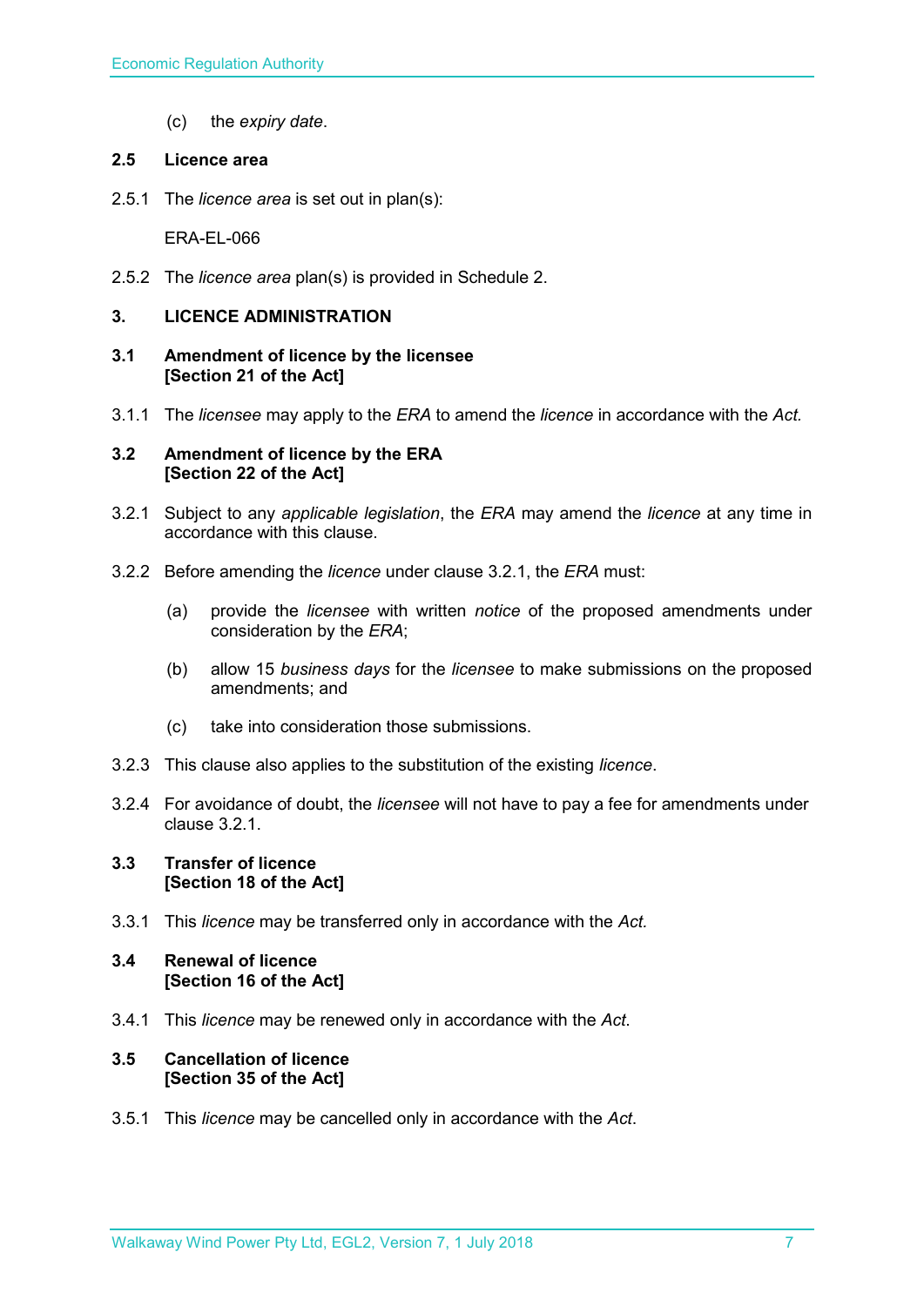(c) the *expiry date*.

### 2.5 Licence area

2.5.1 The *licence area* is set out in plan(s):

ERA-EL-066

2.5.2 The *licence area* plan(s) is provided in Schedule 2.

## 3. LICENCE ADMINISTRATION

### 3.1 Amendment of licence by the licensee [Section 21 of the Act]

3.1.1 The *licensee* may apply to the *ERA* to amend the *licence* in accordance with the *Act.*

### 3.2 Amendment of licence by the ERA [Section 22 of the Act]

3.2.1 Subject to any *applicable legislation*, the *ERA* may amend the *licence* at any time in accordance with this clause.

3.2.2 Before amending the *licence* under clause 3.2.1, the *ERA* must:

(a) provide the *licensee* with written *notice* of the proposed amendments under consideration by the *ERA*;

(b) allow 15 *business days* for the *licensee* to make submissions on the proposed amendments; and

(c) take into consideration those submissions.

3.2.3 This clause also applies to the substitution of the existing *licence*.

3.2.4 For avoidance of doubt, the *licensee* will not have to pay a fee for amendments under clause 3.2.1.

### 3.3 Transfer of licence [Section 18 of the Act]

3.3.1 This *licence* may be transferred only in accordance with the *Act.*

### 3.4 Renewal of licence [Section 16 of the Act]

3.4.1 This *licence* may be renewed only in accordance with the *Act*.

### 3.5 Cancellation of licence [Section 35 of the Act]

3.5.1 This *licence* may be cancelled only in accordance with the *Act*.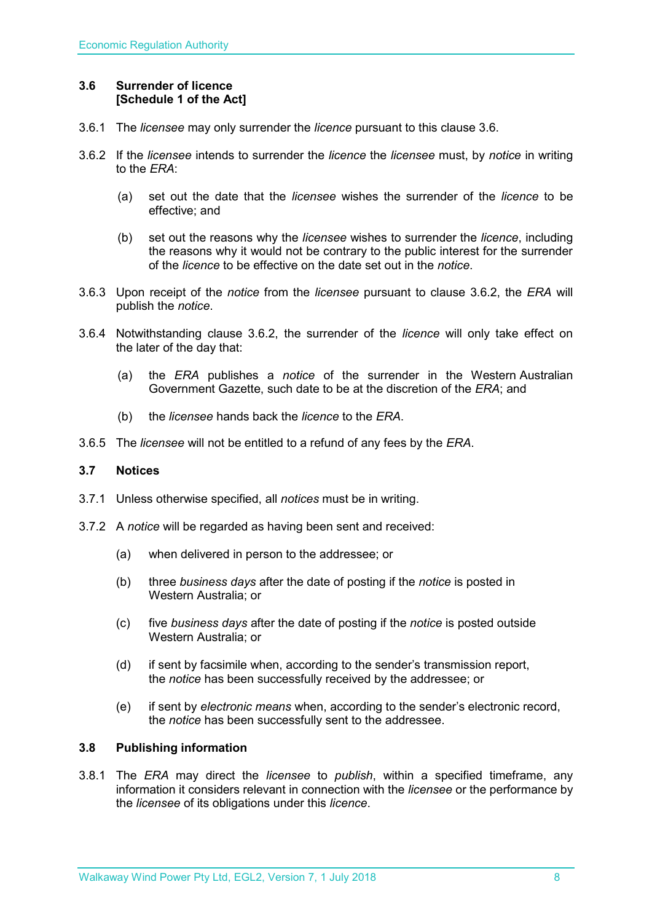### 3.6 Surrender of licence
**[Schedule 1 of the Act]**

3.6.1 The *licensee* may only surrender the *licence* pursuant to this clause 3.6.

3.6.2 If the *licensee* intends to surrender the *licence* the *licensee* must, by *notice* in writing to the *ERA*:

(a) set out the date that the *licensee* wishes the surrender of the *licence* to be effective; and

(b) set out the reasons why the *licensee* wishes to surrender the *licence*, including the reasons why it would not be contrary to the public interest for the surrender of the *licence* to be effective on the date set out in the *notice*.

3.6.3 Upon receipt of the *notice* from the *licensee* pursuant to clause 3.6.2, the *ERA* will publish the *notice*.

3.6.4 Notwithstanding clause 3.6.2, the surrender of the *licence* will only take effect on the later of the day that:

(a) the *ERA* publishes a *notice* of the surrender in the Western Australian Government Gazette, such date to be at the discretion of the *ERA*; and

(b) the *licensee* hands back the *licence* to the *ERA*.

3.6.5 The *licensee* will not be entitled to a refund of any fees by the *ERA*.

### 3.7 Notices

3.7.1 Unless otherwise specified, all *notices* must be in writing.

3.7.2 A *notice* will be regarded as having been sent and received:

(a) when delivered in person to the addressee; or

(b) three *business days* after the date of posting if the *notice* is posted in Western Australia; or

(c) five *business days* after the date of posting if the *notice* is posted outside Western Australia; or

(d) if sent by facsimile when, according to the sender's transmission report, the *notice* has been successfully received by the addressee; or

(e) if sent by *electronic means* when, according to the sender's electronic record, the *notice* has been successfully sent to the addressee.

### 3.8 Publishing information

3.8.1 The *ERA* may direct the *licensee* to *publish*, within a specified timeframe, any information it considers relevant in connection with the *licensee* or the performance by the *licensee* of its obligations under this *licence*.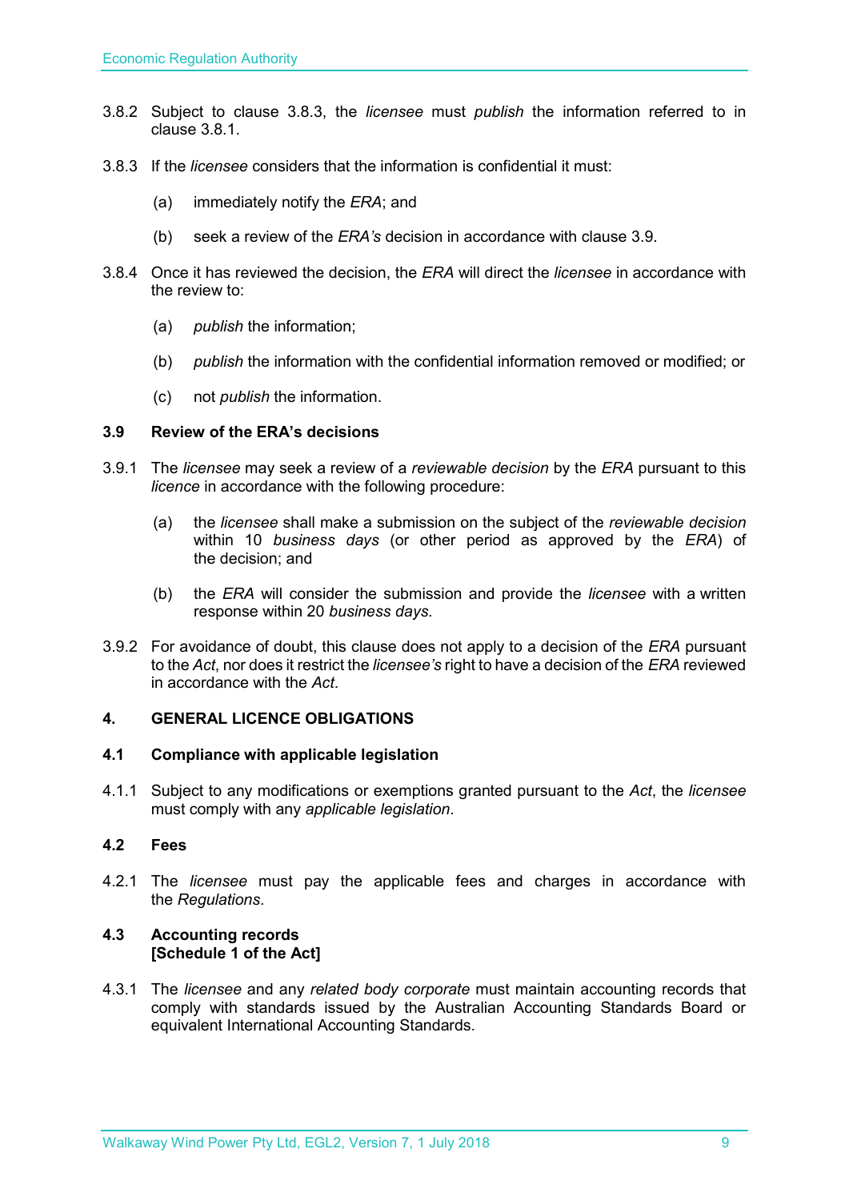3.8.2 Subject to clause 3.8.3, the *licensee* must *publish* the information referred to in clause 3.8.1.

3.8.3 If the *licensee* considers that the information is confidential it must:

(a) immediately notify the *ERA*; and

(b) seek a review of the *ERA's* decision in accordance with clause 3.9.

3.8.4 Once it has reviewed the decision, the *ERA* will direct the *licensee* in accordance with the review to:

(a) *publish* the information;

(b) *publish* the information with the confidential information removed or modified; or

(c) not *publish* the information.

### 3.9 Review of the ERA's decisions

3.9.1 The *licensee* may seek a review of a *reviewable decision* by the *ERA* pursuant to this *licence* in accordance with the following procedure:

(a) the *licensee* shall make a submission on the subject of the *reviewable decision* within 10 *business days* (or other period as approved by the *ERA*) of the decision; and

(b) the *ERA* will consider the submission and provide the *licensee* with a written response within 20 *business days*.

3.9.2 For avoidance of doubt, this clause does not apply to a decision of the *ERA* pursuant to the *Act*, nor does it restrict the *licensee's* right to have a decision of the *ERA* reviewed in accordance with the *Act*.

## 4. GENERAL LICENCE OBLIGATIONS

### 4.1 Compliance with applicable legislation

4.1.1 Subject to any modifications or exemptions granted pursuant to the *Act*, the *licensee* must comply with any *applicable legislation*.

### 4.2 Fees

4.2.1 The *licensee* must pay the applicable fees and charges in accordance with the *Regulations*.

### 4.3 Accounting records [Schedule 1 of the Act]

4.3.1 The *licensee* and any *related body corporate* must maintain accounting records that comply with standards issued by the Australian Accounting Standards Board or equivalent International Accounting Standards.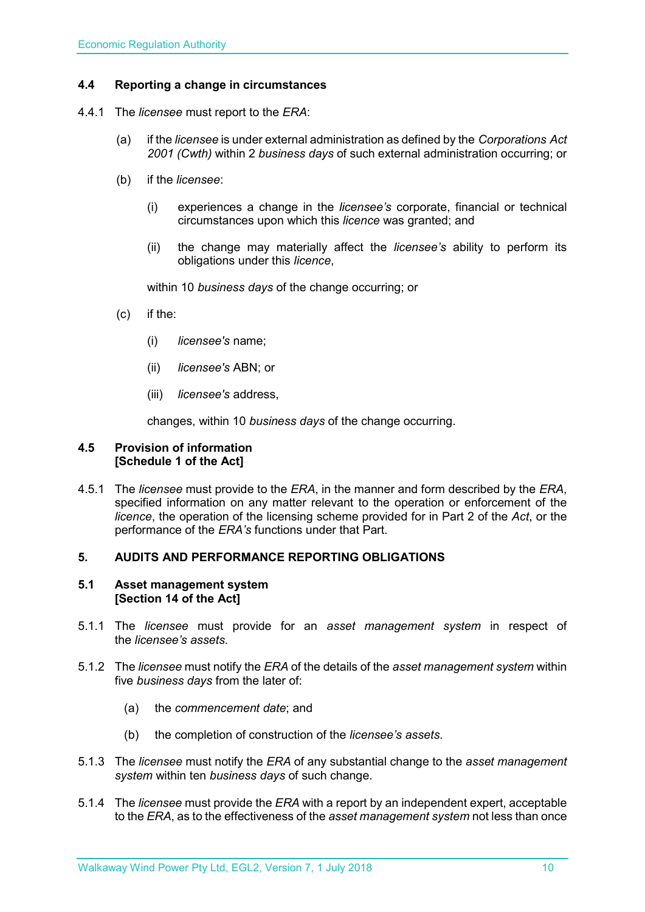### 4.4 Reporting a change in circumstances

4.4.1 The *licensee* must report to the *ERA*:

(a) if the *licensee* is under external administration as defined by the *Corporations Act 2001 (Cwth)* within 2 *business days* of such external administration occurring; or

(b) if the *licensee*:

(i) experiences a change in the *licensee's* corporate, financial or technical circumstances upon which this *licence* was granted; and

(ii) the change may materially affect the *licensee's* ability to perform its obligations under this *licence*,

within 10 *business days* of the change occurring; or

(c) if the:

(i) *licensee's* name;

(ii) *licensee's* ABN; or

(iii) *licensee's* address,

changes, within 10 *business days* of the change occurring.

### 4.5 Provision of information [Schedule 1 of the Act]

4.5.1 The *licensee* must provide to the *ERA*, in the manner and form described by the *ERA*, specified information on any matter relevant to the operation or enforcement of the *licence*, the operation of the licensing scheme provided for in Part 2 of the *Act*, or the performance of the *ERA's* functions under that Part.

## 5. AUDITS AND PERFORMANCE REPORTING OBLIGATIONS

### 5.1 Asset management system [Section 14 of the Act]

5.1.1 The *licensee* must provide for an *asset management system* in respect of the *licensee's assets*.

5.1.2 The *licensee* must notify the *ERA* of the details of the *asset management system* within five *business days* from the later of:

(a) the *commencement date*; and

(b) the completion of construction of the *licensee's assets*.

5.1.3 The *licensee* must notify the *ERA* of any substantial change to the *asset management system* within ten *business days* of such change.

5.1.4 The *licensee* must provide the *ERA* with a report by an independent expert, acceptable to the *ERA*, as to the effectiveness of the *asset management system* not less than once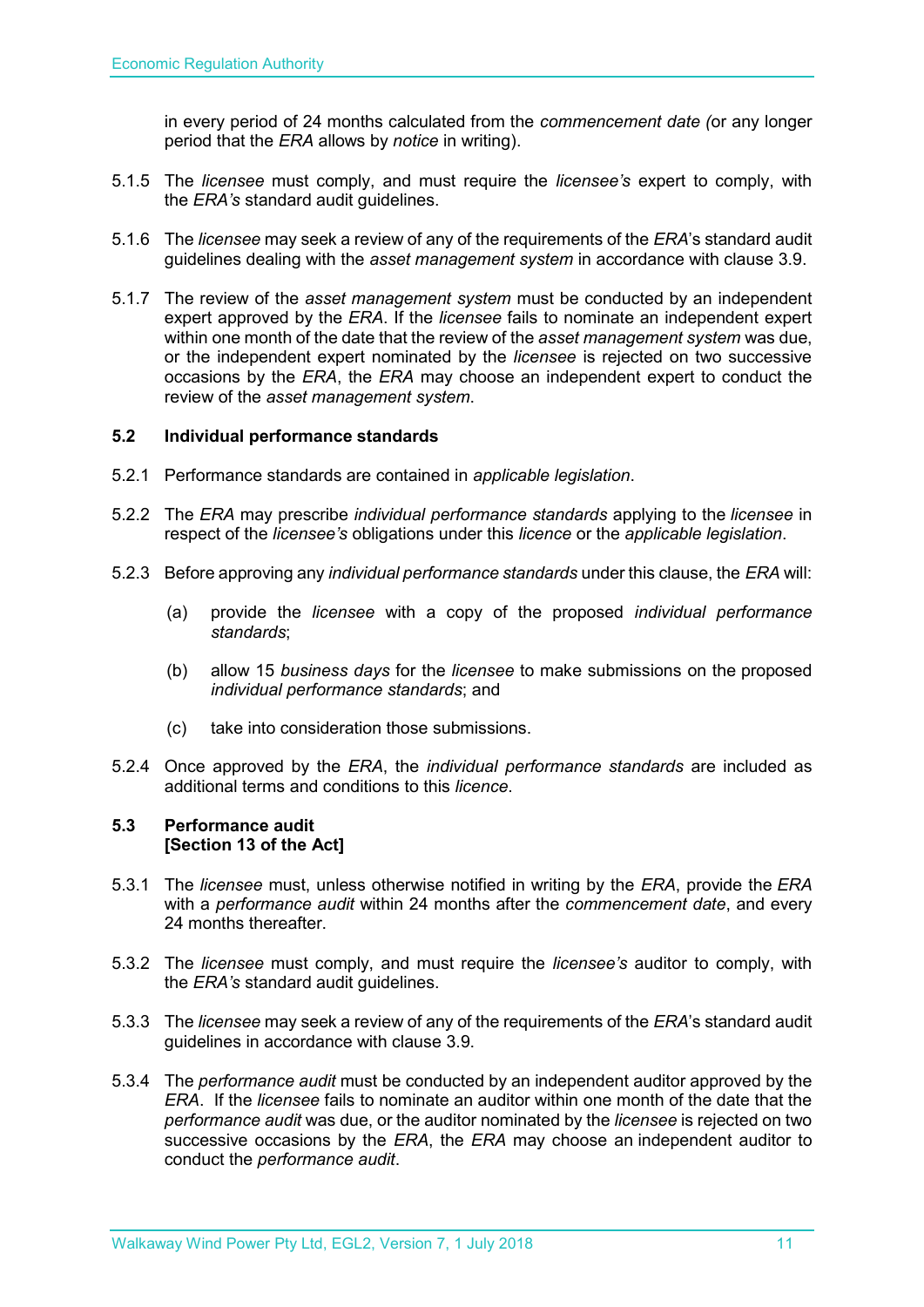in every period of 24 months calculated from the *commencement date (*or any longer period that the *ERA* allows by *notice* in writing).

5.1.5 The *licensee* must comply, and must require the *licensee's* expert to comply, with the *ERA's* standard audit guidelines.

5.1.6 The *licensee* may seek a review of any of the requirements of the *ERA*'s standard audit guidelines dealing with the *asset management system* in accordance with clause 3.9.

5.1.7 The review of the *asset management system* must be conducted by an independent expert approved by the *ERA*. If the *licensee* fails to nominate an independent expert within one month of the date that the review of the *asset management system* was due, or the independent expert nominated by the *licensee* is rejected on two successive occasions by the *ERA*, the *ERA* may choose an independent expert to conduct the review of the *asset management system*.

### 5.2 Individual performance standards

5.2.1 Performance standards are contained in *applicable legislation*.

5.2.2 The *ERA* may prescribe *individual performance standards* applying to the *licensee* in respect of the *licensee's* obligations under this *licence* or the *applicable legislation*.

5.2.3 Before approving any *individual performance standards* under this clause, the *ERA* will:

(a) provide the *licensee* with a copy of the proposed *individual performance standards*;

(b) allow 15 *business days* for the *licensee* to make submissions on the proposed *individual performance standards*; and

(c) take into consideration those submissions.

5.2.4 Once approved by the *ERA*, the *individual performance standards* are included as additional terms and conditions to this *licence*.

### 5.3 Performance audit [Section 13 of the Act]

5.3.1 The *licensee* must, unless otherwise notified in writing by the *ERA*, provide the *ERA* with a *performance audit* within 24 months after the *commencement date*, and every 24 months thereafter.

5.3.2 The *licensee* must comply, and must require the *licensee's* auditor to comply, with the *ERA's* standard audit guidelines.

5.3.3 The *licensee* may seek a review of any of the requirements of the *ERA*'s standard audit guidelines in accordance with clause 3.9.

5.3.4 The *performance audit* must be conducted by an independent auditor approved by the *ERA*. If the *licensee* fails to nominate an auditor within one month of the date that the *performance audit* was due, or the auditor nominated by the *licensee* is rejected on two successive occasions by the *ERA*, the *ERA* may choose an independent auditor to conduct the *performance audit*.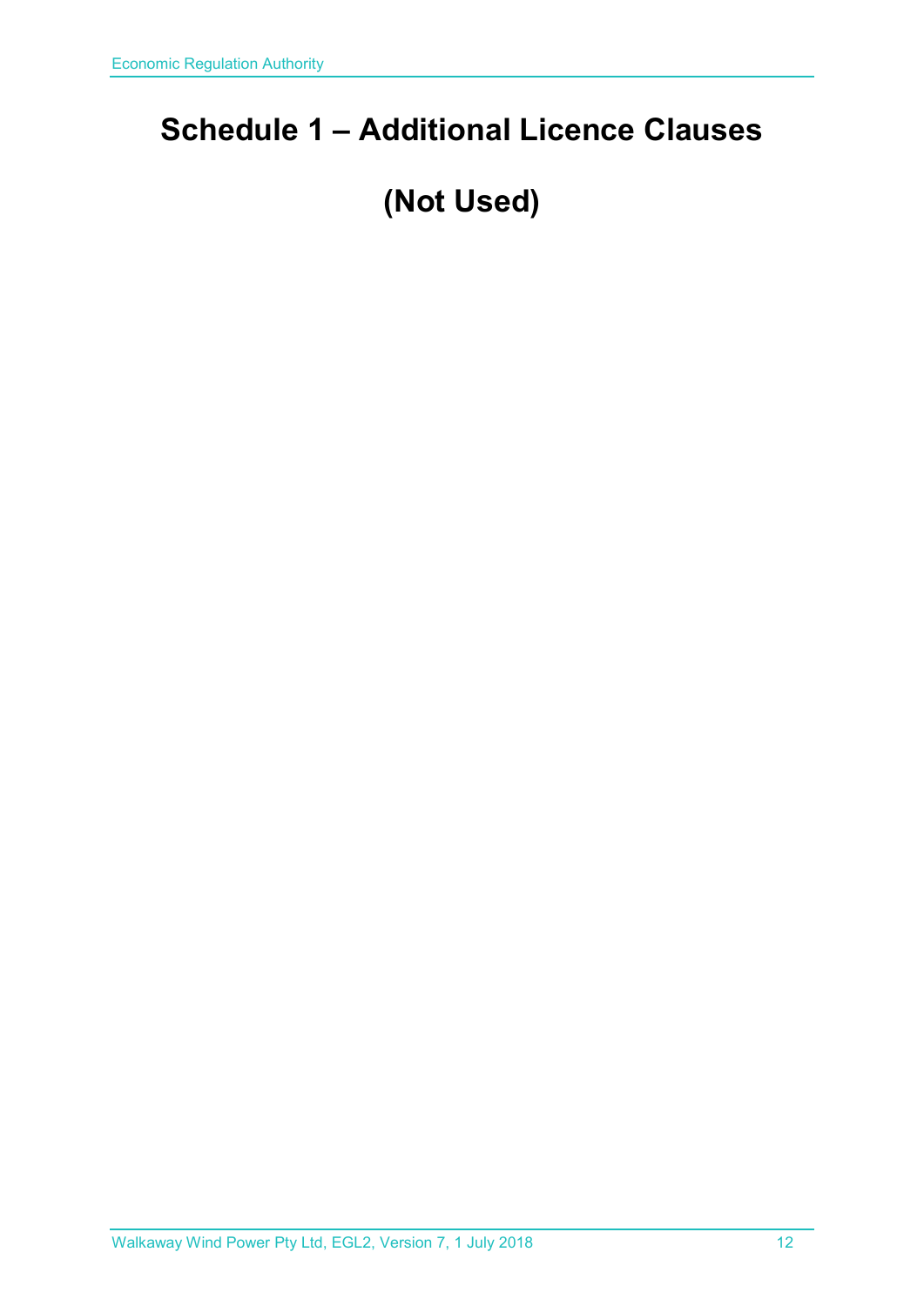# Schedule 1 – Additional Licence Clauses

# (Not Used)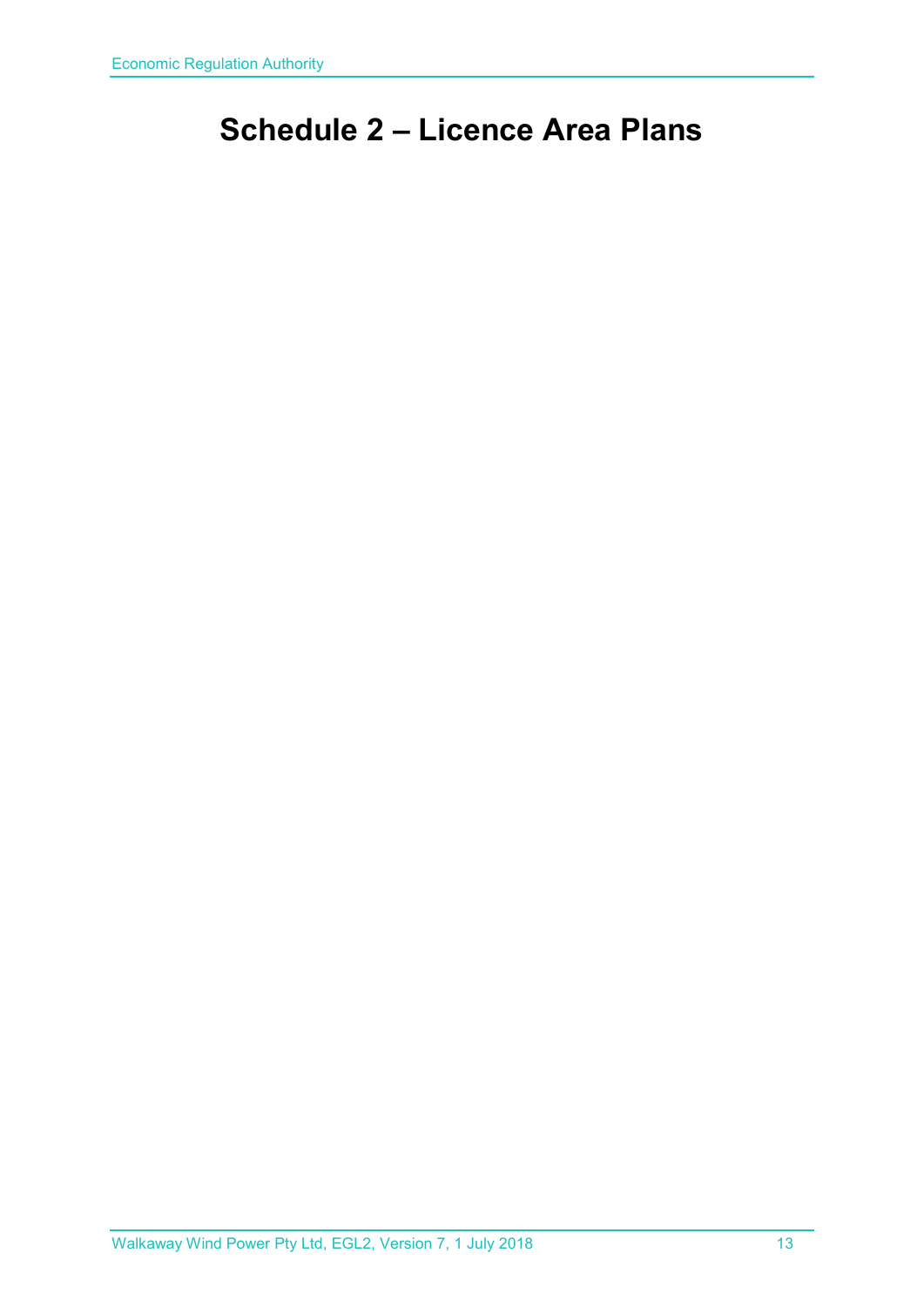# Schedule 2 – Licence Area Plans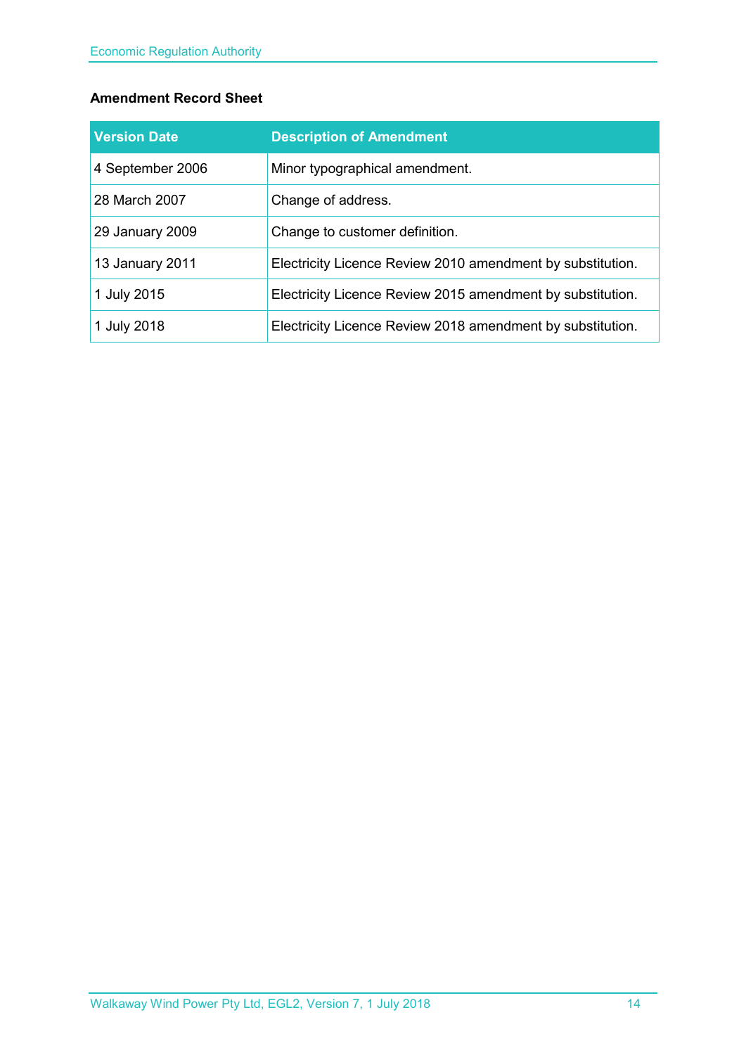**Amendment Record Sheet**

| Version Date | Description of Amendment |
| --- | --- |
| 4 September 2006 | Minor typographical amendment. |
| 28 March 2007 | Change of address. |
| 29 January 2009 | Change to customer definition. |
| 13 January 2011 | Electricity Licence Review 2010 amendment by substitution. |
| 1 July 2015 | Electricity Licence Review 2015 amendment by substitution. |
| 1 July 2018 | Electricity Licence Review 2018 amendment by substitution. |